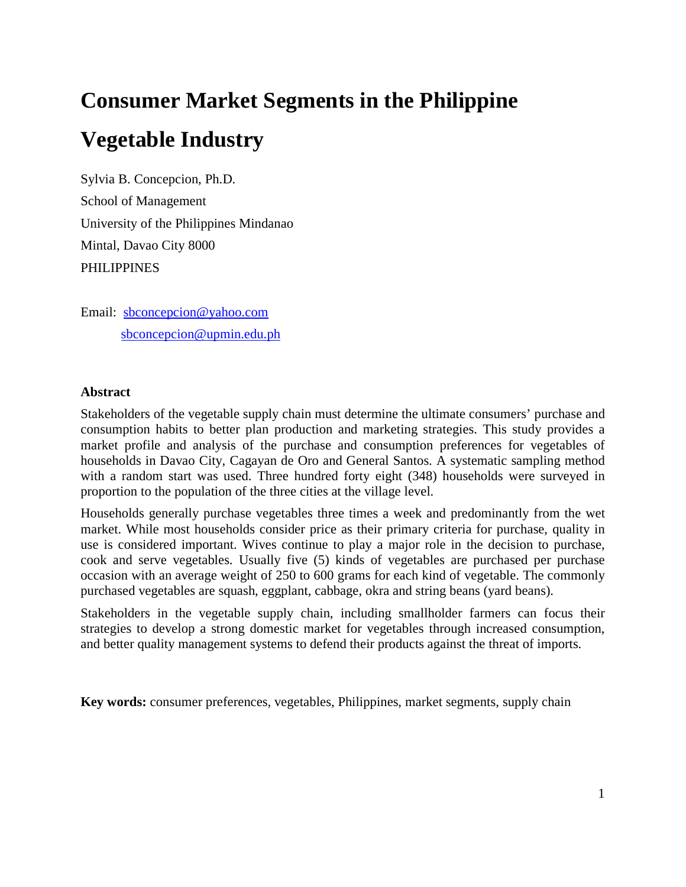# Consumer Market Segments in the Philippine Vegetable Industry

Sylvia B. Concepcion, Ph.D.
School of Management
University of the Philippines Mindanao
Mintal, Davao City 8000
PHILIPPINES

Email: sbconcepcion@yahoo.com
sbconcepcion@upmin.edu.ph

**Abstract**

Stakeholders of the vegetable supply chain must determine the ultimate consumers' purchase and consumption habits to better plan production and marketing strategies. This study provides a market profile and analysis of the purchase and consumption preferences for vegetables of households in Davao City, Cagayan de Oro and General Santos. A systematic sampling method with a random start was used. Three hundred forty eight (348) households were surveyed in proportion to the population of the three cities at the village level.

Households generally purchase vegetables three times a week and predominantly from the wet market. While most households consider price as their primary criteria for purchase, quality in use is considered important. Wives continue to play a major role in the decision to purchase, cook and serve vegetables. Usually five (5) kinds of vegetables are purchased per purchase occasion with an average weight of 250 to 600 grams for each kind of vegetable. The commonly purchased vegetables are squash, eggplant, cabbage, okra and string beans (yard beans).

Stakeholders in the vegetable supply chain, including smallholder farmers can focus their strategies to develop a strong domestic market for vegetables through increased consumption, and better quality management systems to defend their products against the threat of imports.

**Key words:** consumer preferences, vegetables, Philippines, market segments, supply chain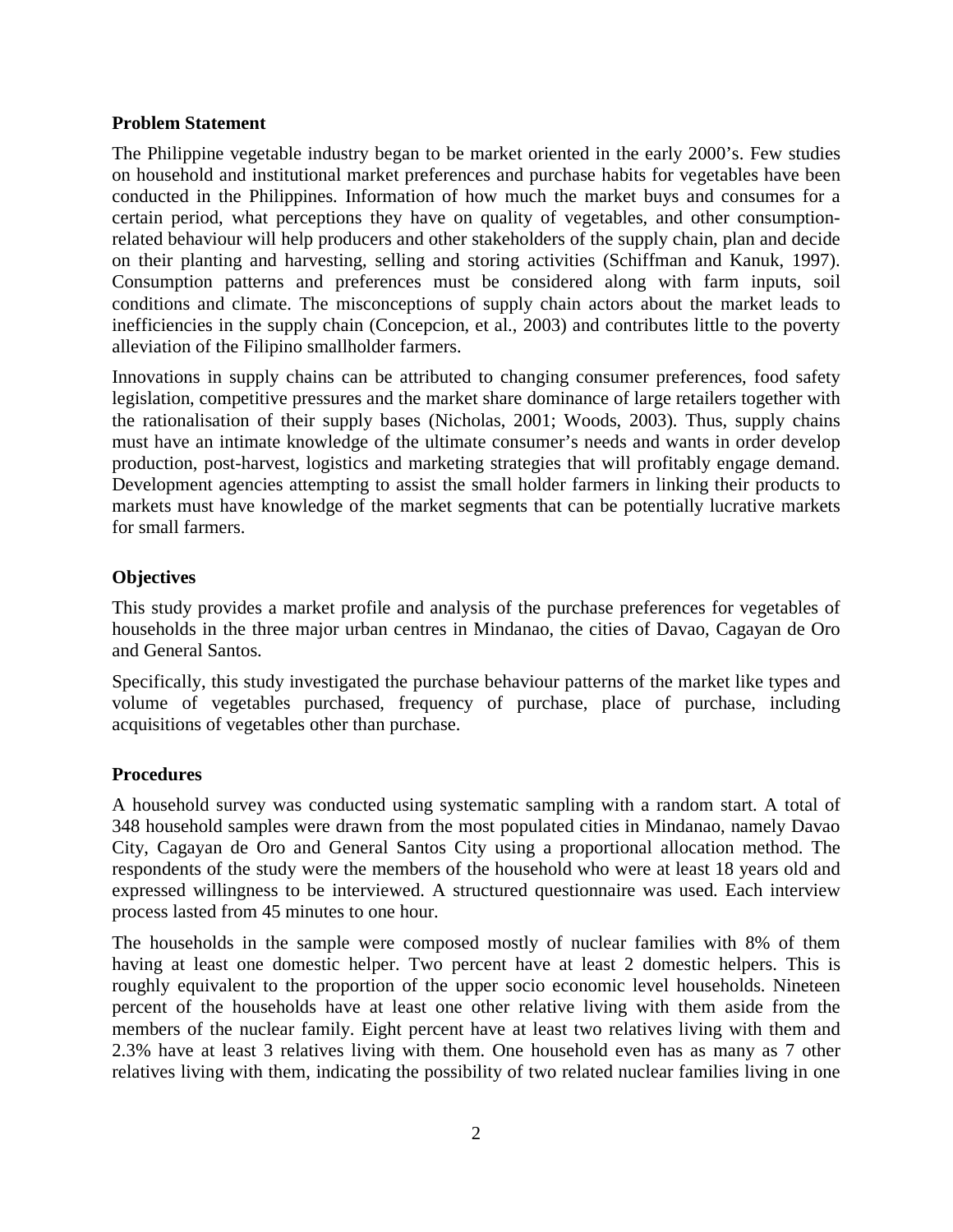## Problem Statement

The Philippine vegetable industry began to be market oriented in the early 2000's. Few studies on household and institutional market preferences and purchase habits for vegetables have been conducted in the Philippines. Information of how much the market buys and consumes for a certain period, what perceptions they have on quality of vegetables, and other consumption-related behaviour will help producers and other stakeholders of the supply chain, plan and decide on their planting and harvesting, selling and storing activities (Schiffman and Kanuk, 1997). Consumption patterns and preferences must be considered along with farm inputs, soil conditions and climate. The misconceptions of supply chain actors about the market leads to inefficiencies in the supply chain (Concepcion, et al., 2003) and contributes little to the poverty alleviation of the Filipino smallholder farmers.

Innovations in supply chains can be attributed to changing consumer preferences, food safety legislation, competitive pressures and the market share dominance of large retailers together with the rationalisation of their supply bases (Nicholas, 2001; Woods, 2003). Thus, supply chains must have an intimate knowledge of the ultimate consumer's needs and wants in order develop production, post-harvest, logistics and marketing strategies that will profitably engage demand. Development agencies attempting to assist the small holder farmers in linking their products to markets must have knowledge of the market segments that can be potentially lucrative markets for small farmers.

## Objectives

This study provides a market profile and analysis of the purchase preferences for vegetables of households in the three major urban centres in Mindanao, the cities of Davao, Cagayan de Oro and General Santos.

Specifically, this study investigated the purchase behaviour patterns of the market like types and volume of vegetables purchased, frequency of purchase, place of purchase, including acquisitions of vegetables other than purchase.

## Procedures

A household survey was conducted using systematic sampling with a random start. A total of 348 household samples were drawn from the most populated cities in Mindanao, namely Davao City, Cagayan de Oro and General Santos City using a proportional allocation method. The respondents of the study were the members of the household who were at least 18 years old and expressed willingness to be interviewed. A structured questionnaire was used. Each interview process lasted from 45 minutes to one hour.

The households in the sample were composed mostly of nuclear families with 8% of them having at least one domestic helper. Two percent have at least 2 domestic helpers. This is roughly equivalent to the proportion of the upper socio economic level households. Nineteen percent of the households have at least one other relative living with them aside from the members of the nuclear family. Eight percent have at least two relatives living with them and 2.3% have at least 3 relatives living with them. One household even has as many as 7 other relatives living with them, indicating the possibility of two related nuclear families living in one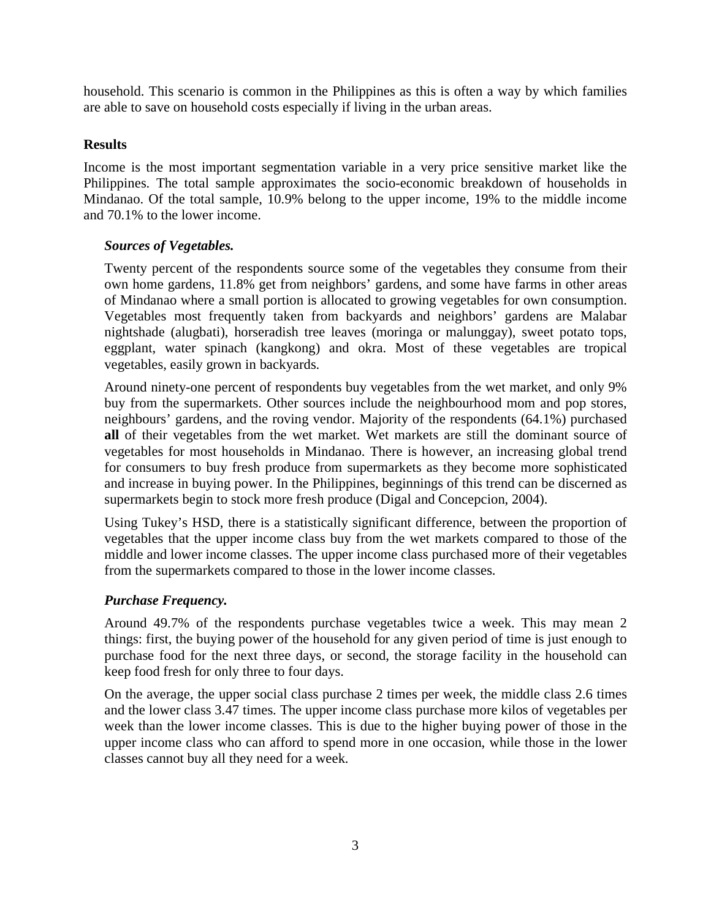household. This scenario is common in the Philippines as this is often a way by which families are able to save on household costs especially if living in the urban areas.

## Results

Income is the most important segmentation variable in a very price sensitive market like the Philippines. The total sample approximates the socio-economic breakdown of households in Mindanao. Of the total sample, 10.9% belong to the upper income, 19% to the middle income and 70.1% to the lower income.

### *Sources of Vegetables.*

Twenty percent of the respondents source some of the vegetables they consume from their own home gardens, 11.8% get from neighbors' gardens, and some have farms in other areas of Mindanao where a small portion is allocated to growing vegetables for own consumption. Vegetables most frequently taken from backyards and neighbors' gardens are Malabar nightshade (alugbati), horseradish tree leaves (moringa or malunggay), sweet potato tops, eggplant, water spinach (kangkong) and okra. Most of these vegetables are tropical vegetables, easily grown in backyards.

Around ninety-one percent of respondents buy vegetables from the wet market, and only 9% buy from the supermarkets. Other sources include the neighbourhood mom and pop stores, neighbours' gardens, and the roving vendor. Majority of the respondents (64.1%) purchased **all** of their vegetables from the wet market. Wet markets are still the dominant source of vegetables for most households in Mindanao. There is however, an increasing global trend for consumers to buy fresh produce from supermarkets as they become more sophisticated and increase in buying power. In the Philippines, beginnings of this trend can be discerned as supermarkets begin to stock more fresh produce (Digal and Concepcion, 2004).

Using Tukey's HSD, there is a statistically significant difference, between the proportion of vegetables that the upper income class buy from the wet markets compared to those of the middle and lower income classes. The upper income class purchased more of their vegetables from the supermarkets compared to those in the lower income classes.

### *Purchase Frequency.*

Around 49.7% of the respondents purchase vegetables twice a week. This may mean 2 things: first, the buying power of the household for any given period of time is just enough to purchase food for the next three days, or second, the storage facility in the household can keep food fresh for only three to four days.

On the average, the upper social class purchase 2 times per week, the middle class 2.6 times and the lower class 3.47 times. The upper income class purchase more kilos of vegetables per week than the lower income classes. This is due to the higher buying power of those in the upper income class who can afford to spend more in one occasion, while those in the lower classes cannot buy all they need for a week.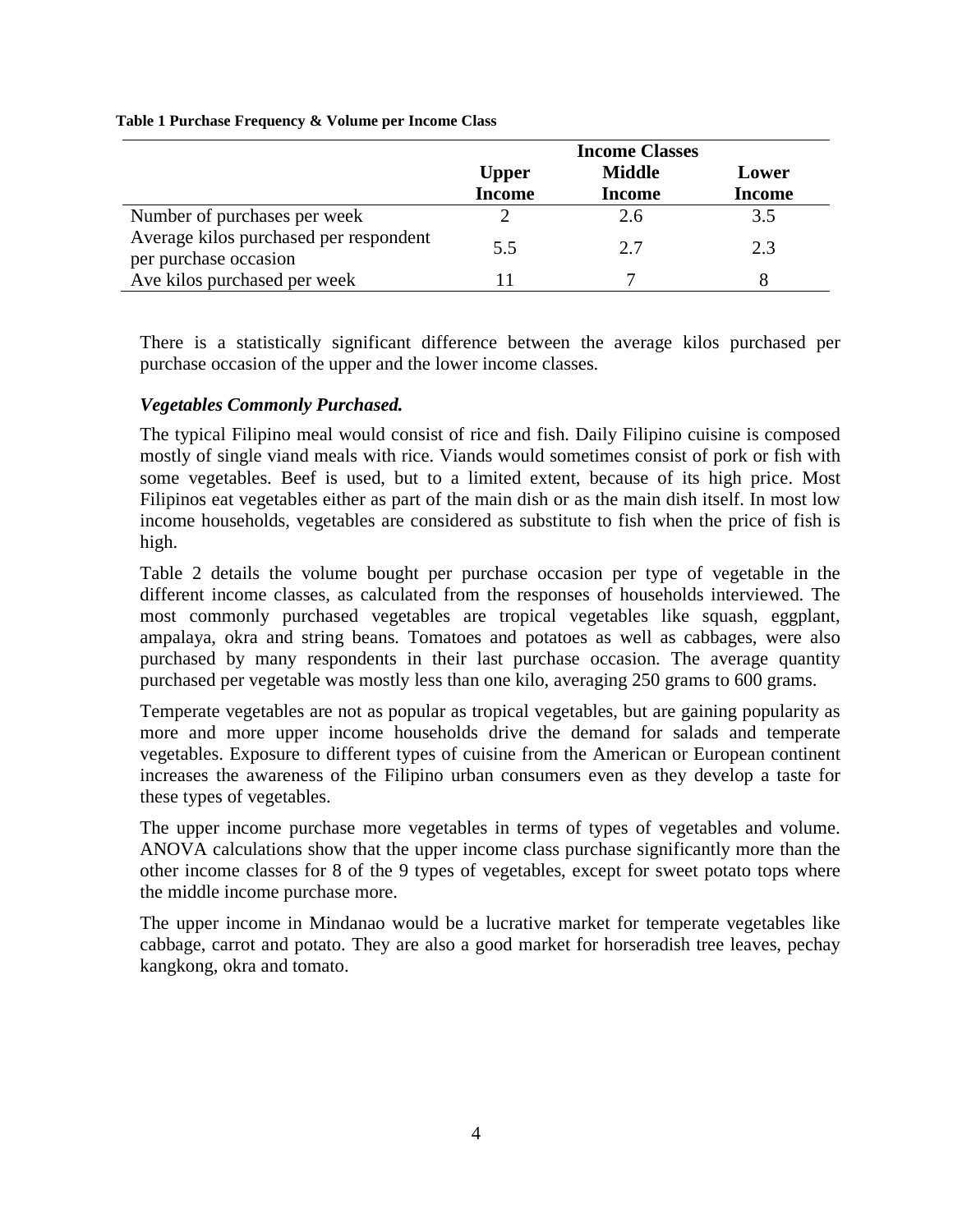**Table 1 Purchase Frequency & Volume per Income Class**

| | Income Classes | | |
|---|---|---|---|
| | **Upper Income** | **Middle Income** | **Lower Income** |
| Number of purchases per week | 2 | 2.6 | 3.5 |
| Average kilos purchased per respondent per purchase occasion | 5.5 | 2.7 | 2.3 |
| Ave kilos purchased per week | 11 | 7 | 8 |

There is a statistically significant difference between the average kilos purchased per purchase occasion of the upper and the lower income classes.

***Vegetables Commonly Purchased.***

The typical Filipino meal would consist of rice and fish. Daily Filipino cuisine is composed mostly of single viand meals with rice. Viands would sometimes consist of pork or fish with some vegetables. Beef is used, but to a limited extent, because of its high price. Most Filipinos eat vegetables either as part of the main dish or as the main dish itself. In most low income households, vegetables are considered as substitute to fish when the price of fish is high.

Table 2 details the volume bought per purchase occasion per type of vegetable in the different income classes, as calculated from the responses of households interviewed. The most commonly purchased vegetables are tropical vegetables like squash, eggplant, ampalaya, okra and string beans. Tomatoes and potatoes as well as cabbages, were also purchased by many respondents in their last purchase occasion. The average quantity purchased per vegetable was mostly less than one kilo, averaging 250 grams to 600 grams.

Temperate vegetables are not as popular as tropical vegetables, but are gaining popularity as more and more upper income households drive the demand for salads and temperate vegetables. Exposure to different types of cuisine from the American or European continent increases the awareness of the Filipino urban consumers even as they develop a taste for these types of vegetables.

The upper income purchase more vegetables in terms of types of vegetables and volume. ANOVA calculations show that the upper income class purchase significantly more than the other income classes for 8 of the 9 types of vegetables, except for sweet potato tops where the middle income purchase more.

The upper income in Mindanao would be a lucrative market for temperate vegetables like cabbage, carrot and potato. They are also a good market for horseradish tree leaves, pechay kangkong, okra and tomato.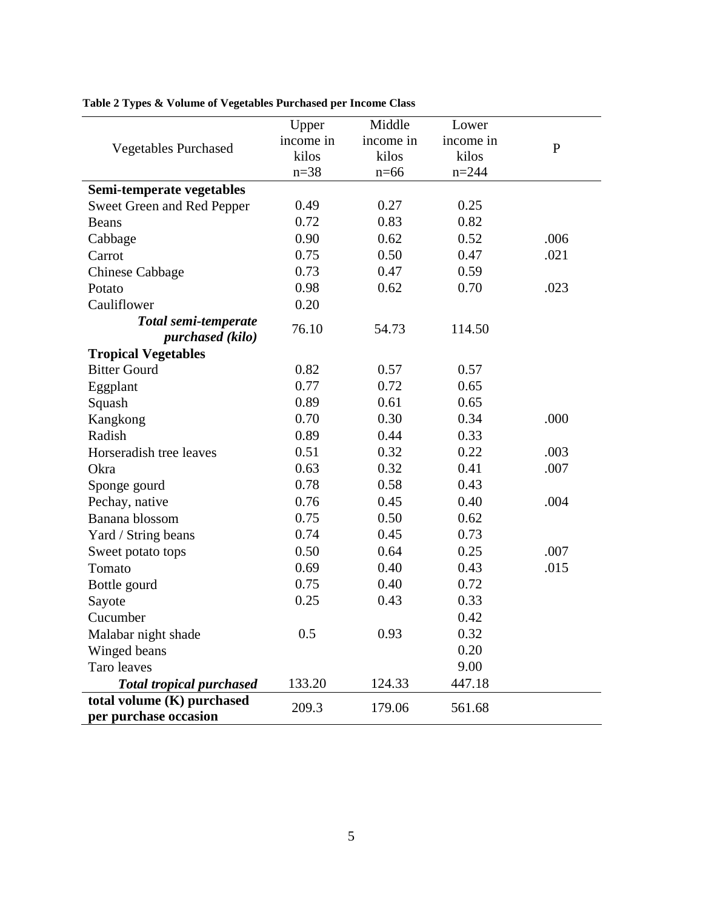**Table 2 Types & Volume of Vegetables Purchased per Income Class**

| Vegetables Purchased | Upper income in kilos n=38 | Middle income in kilos n=66 | Lower income in kilos n=244 | P |
|---|---|---|---|---|
| **Semi-temperate vegetables** | | | | |
| Sweet Green and Red Pepper | 0.49 | 0.27 | 0.25 | |
| Beans | 0.72 | 0.83 | 0.82 | |
| Cabbage | 0.90 | 0.62 | 0.52 | .006 |
| Carrot | 0.75 | 0.50 | 0.47 | .021 |
| Chinese Cabbage | 0.73 | 0.47 | 0.59 | |
| Potato | 0.98 | 0.62 | 0.70 | .023 |
| Cauliflower | 0.20 | | | |
| ***Total semi-temperate purchased (kilo)*** | 76.10 | 54.73 | 114.50 | |
| **Tropical Vegetables** | | | | |
| Bitter Gourd | 0.82 | 0.57 | 0.57 | |
| Eggplant | 0.77 | 0.72 | 0.65 | |
| Squash | 0.89 | 0.61 | 0.65 | |
| Kangkong | 0.70 | 0.30 | 0.34 | .000 |
| Radish | 0.89 | 0.44 | 0.33 | |
| Horseradish tree leaves | 0.51 | 0.32 | 0.22 | .003 |
| Okra | 0.63 | 0.32 | 0.41 | .007 |
| Sponge gourd | 0.78 | 0.58 | 0.43 | |
| Pechay, native | 0.76 | 0.45 | 0.40 | .004 |
| Banana blossom | 0.75 | 0.50 | 0.62 | |
| Yard / String beans | 0.74 | 0.45 | 0.73 | |
| Sweet potato tops | 0.50 | 0.64 | 0.25 | .007 |
| Tomato | 0.69 | 0.40 | 0.43 | .015 |
| Bottle gourd | 0.75 | 0.40 | 0.72 | |
| Sayote | 0.25 | 0.43 | 0.33 | |
| Cucumber | | | 0.42 | |
| Malabar night shade | 0.5 | 0.93 | 0.32 | |
| Winged beans | | | 0.20 | |
| Taro leaves | | | 9.00 | |
| ***Total tropical purchased*** | 133.20 | 124.33 | 447.18 | |
| **total volume (K) purchased per purchase occasion** | 209.3 | 179.06 | 561.68 | |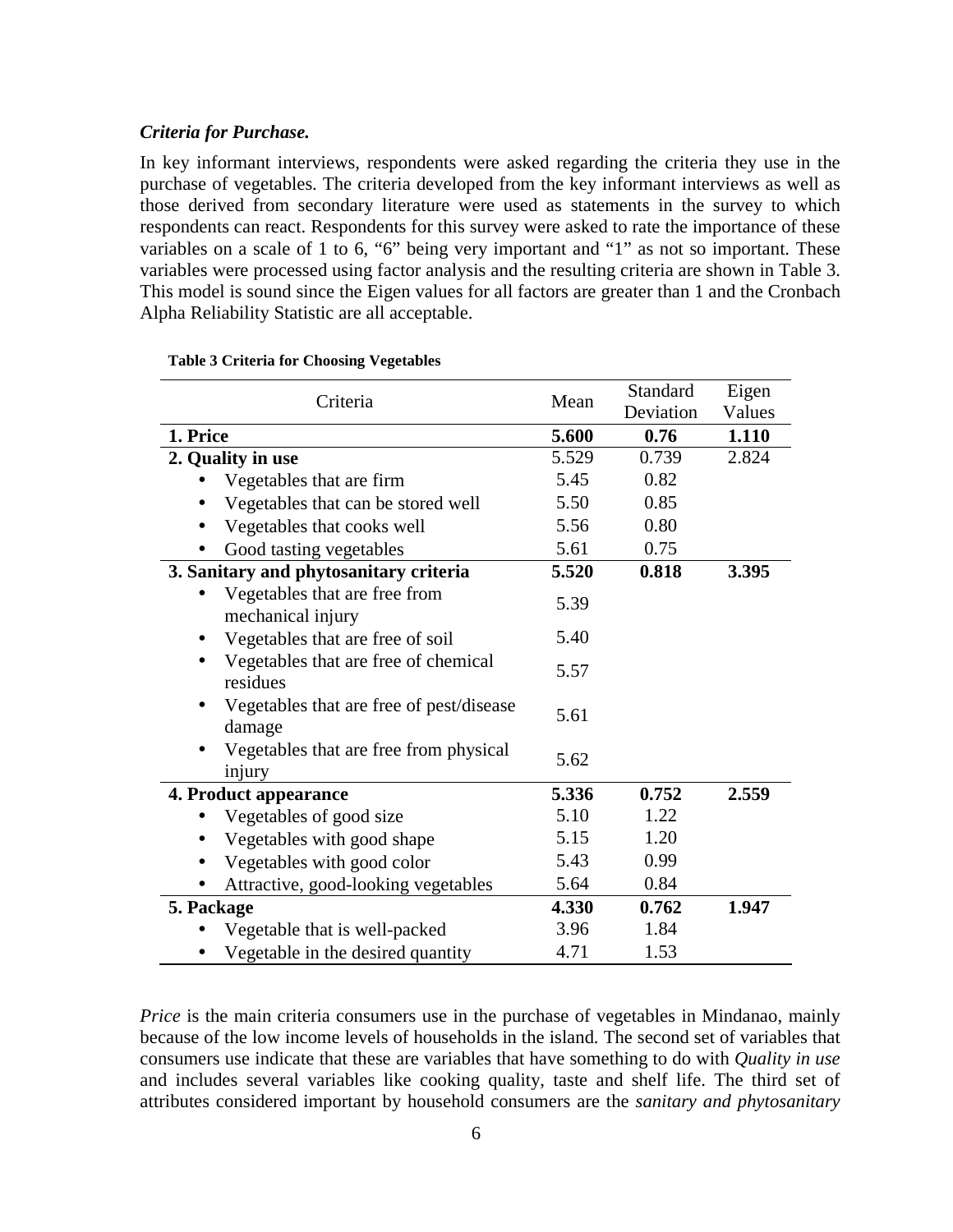***Criteria for Purchase.***

In key informant interviews, respondents were asked regarding the criteria they use in the purchase of vegetables. The criteria developed from the key informant interviews as well as those derived from secondary literature were used as statements in the survey to which respondents can react. Respondents for this survey were asked to rate the importance of these variables on a scale of 1 to 6, “6” being very important and “1” as not so important. These variables were processed using factor analysis and the resulting criteria are shown in Table 3. This model is sound since the Eigen values for all factors are greater than 1 and the Cronbach Alpha Reliability Statistic are all acceptable.

**Table 3 Criteria for Choosing Vegetables**

| Criteria | Mean | Standard Deviation | Eigen Values |
|---|---|---|---|
| **1. Price** | **5.600** | **0.76** | **1.110** |
| **2. Quality in use** | 5.529 | 0.739 | 2.824 |
| • Vegetables that are firm | 5.45 | 0.82 | |
| • Vegetables that can be stored well | 5.50 | 0.85 | |
| • Vegetables that cooks well | 5.56 | 0.80 | |
| • Good tasting vegetables | 5.61 | 0.75 | |
| **3. Sanitary and phytosanitary criteria** | **5.520** | **0.818** | **3.395** |
| • Vegetables that are free from mechanical injury | 5.39 | | |
| • Vegetables that are free of soil | 5.40 | | |
| • Vegetables that are free of chemical residues | 5.57 | | |
| • Vegetables that are free of pest/disease damage | 5.61 | | |
| • Vegetables that are free from physical injury | 5.62 | | |
| **4. Product appearance** | **5.336** | **0.752** | **2.559** |
| • Vegetables of good size | 5.10 | 1.22 | |
| • Vegetables with good shape | 5.15 | 1.20 | |
| • Vegetables with good color | 5.43 | 0.99 | |
| • Attractive, good-looking vegetables | 5.64 | 0.84 | |
| **5. Package** | **4.330** | **0.762** | **1.947** |
| • Vegetable that is well-packed | 3.96 | 1.84 | |
| • Vegetable in the desired quantity | 4.71 | 1.53 | |

*Price* is the main criteria consumers use in the purchase of vegetables in Mindanao, mainly because of the low income levels of households in the island. The second set of variables that consumers use indicate that these are variables that have something to do with *Quality in use* and includes several variables like cooking quality, taste and shelf life. The third set of attributes considered important by household consumers are the *sanitary and phytosanitary*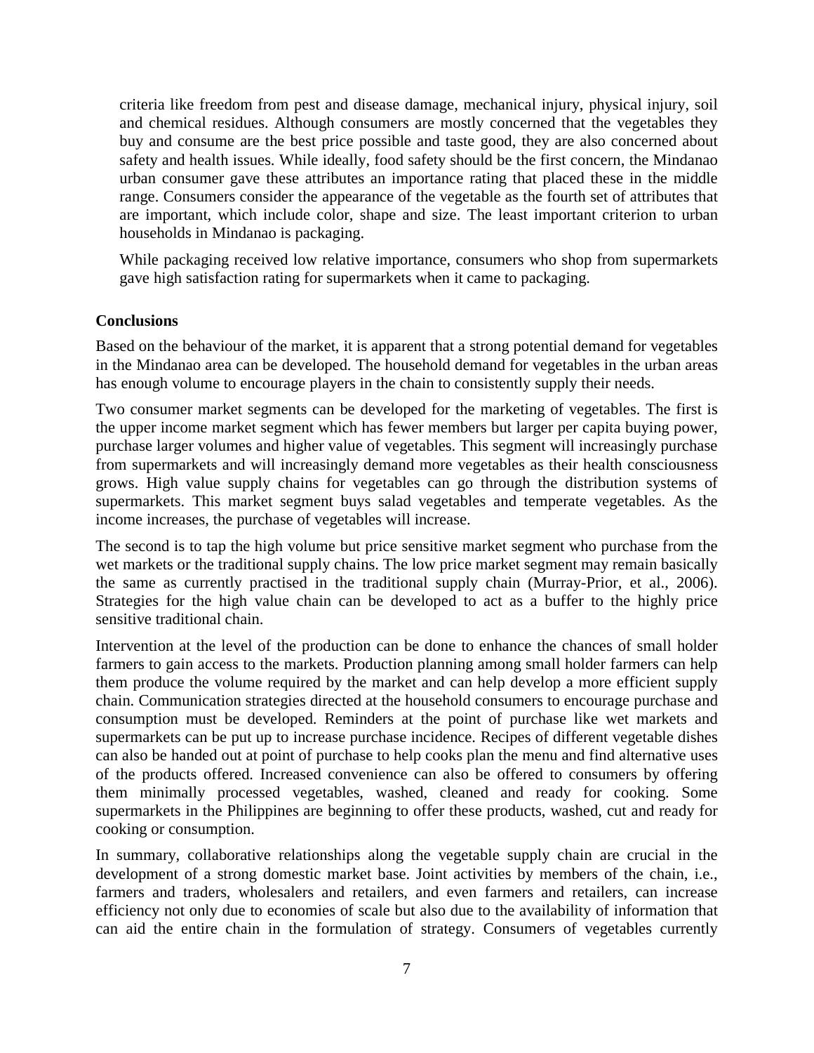criteria like freedom from pest and disease damage, mechanical injury, physical injury, soil and chemical residues. Although consumers are mostly concerned that the vegetables they buy and consume are the best price possible and taste good, they are also concerned about safety and health issues. While ideally, food safety should be the first concern, the Mindanao urban consumer gave these attributes an importance rating that placed these in the middle range. Consumers consider the appearance of the vegetable as the fourth set of attributes that are important, which include color, shape and size. The least important criterion to urban households in Mindanao is packaging.

While packaging received low relative importance, consumers who shop from supermarkets gave high satisfaction rating for supermarkets when it came to packaging.

**Conclusions**

Based on the behaviour of the market, it is apparent that a strong potential demand for vegetables in the Mindanao area can be developed. The household demand for vegetables in the urban areas has enough volume to encourage players in the chain to consistently supply their needs.

Two consumer market segments can be developed for the marketing of vegetables. The first is the upper income market segment which has fewer members but larger per capita buying power, purchase larger volumes and higher value of vegetables. This segment will increasingly purchase from supermarkets and will increasingly demand more vegetables as their health consciousness grows. High value supply chains for vegetables can go through the distribution systems of supermarkets. This market segment buys salad vegetables and temperate vegetables. As the income increases, the purchase of vegetables will increase.

The second is to tap the high volume but price sensitive market segment who purchase from the wet markets or the traditional supply chains. The low price market segment may remain basically the same as currently practised in the traditional supply chain (Murray-Prior, et al., 2006). Strategies for the high value chain can be developed to act as a buffer to the highly price sensitive traditional chain.

Intervention at the level of the production can be done to enhance the chances of small holder farmers to gain access to the markets. Production planning among small holder farmers can help them produce the volume required by the market and can help develop a more efficient supply chain. Communication strategies directed at the household consumers to encourage purchase and consumption must be developed. Reminders at the point of purchase like wet markets and supermarkets can be put up to increase purchase incidence. Recipes of different vegetable dishes can also be handed out at point of purchase to help cooks plan the menu and find alternative uses of the products offered. Increased convenience can also be offered to consumers by offering them minimally processed vegetables, washed, cleaned and ready for cooking. Some supermarkets in the Philippines are beginning to offer these products, washed, cut and ready for cooking or consumption.

In summary, collaborative relationships along the vegetable supply chain are crucial in the development of a strong domestic market base. Joint activities by members of the chain, i.e., farmers and traders, wholesalers and retailers, and even farmers and retailers, can increase efficiency not only due to economies of scale but also due to the availability of information that can aid the entire chain in the formulation of strategy. Consumers of vegetables currently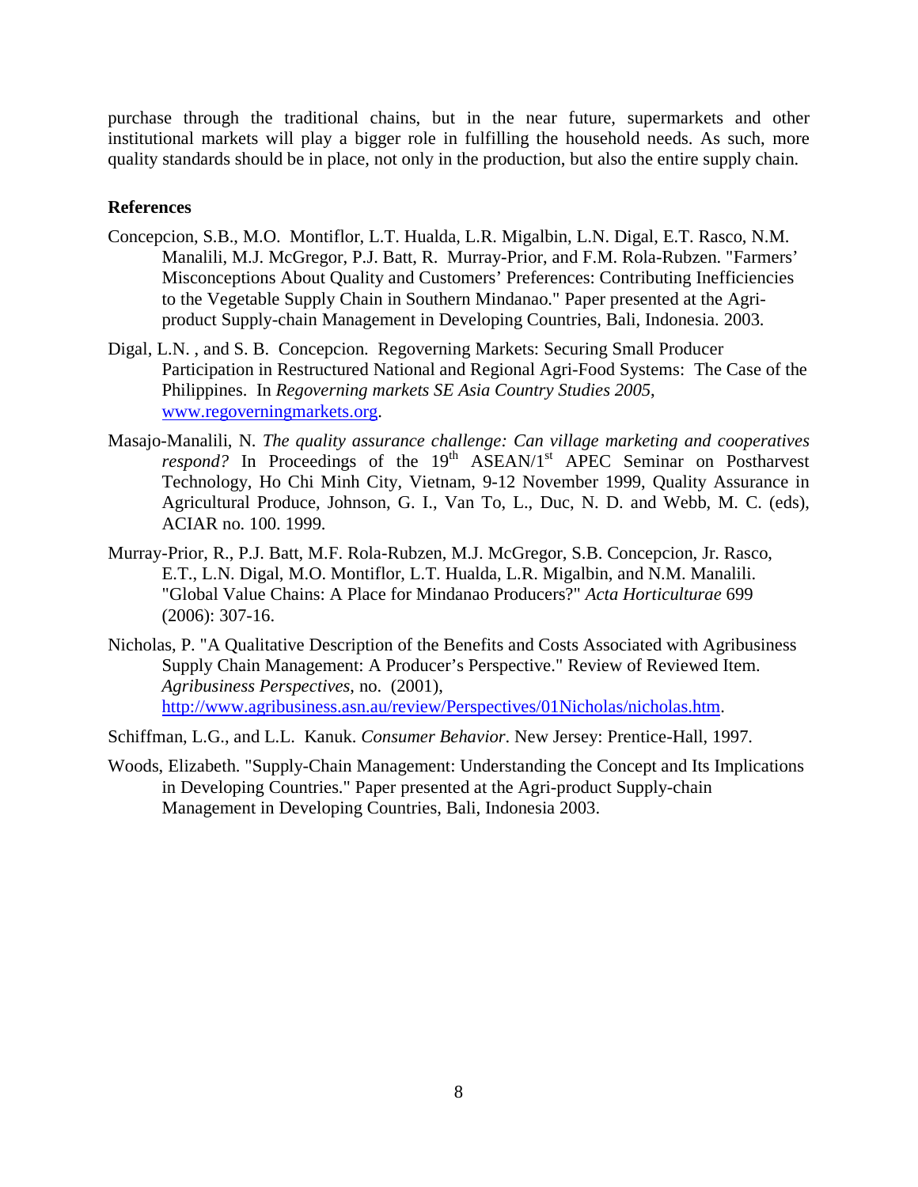purchase through the traditional chains, but in the near future, supermarkets and other institutional markets will play a bigger role in fulfilling the household needs. As such, more quality standards should be in place, not only in the production, but also the entire supply chain.

**References**

Concepcion, S.B., M.O. Montiflor, L.T. Hualda, L.R. Migalbin, L.N. Digal, E.T. Rasco, N.M. Manalili, M.J. McGregor, P.J. Batt, R. Murray-Prior, and F.M. Rola-Rubzen. "Farmers' Misconceptions About Quality and Customers' Preferences: Contributing Inefficiencies to the Vegetable Supply Chain in Southern Mindanao." Paper presented at the Agri-product Supply-chain Management in Developing Countries, Bali, Indonesia. 2003.

Digal, L.N. , and S. B. Concepcion. Regoverning Markets: Securing Small Producer Participation in Restructured National and Regional Agri-Food Systems: The Case of the Philippines. In *Regoverning markets SE Asia Country Studies 2005*, www.regoverningmarkets.org.

Masajo-Manalili, N. *The quality assurance challenge: Can village marketing and cooperatives respond?* In Proceedings of the 19th ASEAN/1st APEC Seminar on Postharvest Technology, Ho Chi Minh City, Vietnam, 9-12 November 1999, Quality Assurance in Agricultural Produce, Johnson, G. I., Van To, L., Duc, N. D. and Webb, M. C. (eds), ACIAR no. 100. 1999.

Murray-Prior, R., P.J. Batt, M.F. Rola-Rubzen, M.J. McGregor, S.B. Concepcion, Jr. Rasco, E.T., L.N. Digal, M.O. Montiflor, L.T. Hualda, L.R. Migalbin, and N.M. Manalili. "Global Value Chains: A Place for Mindanao Producers?" *Acta Horticulturae* 699 (2006): 307-16.

Nicholas, P. "A Qualitative Description of the Benefits and Costs Associated with Agribusiness Supply Chain Management: A Producer's Perspective." Review of Reviewed Item. *Agribusiness Perspectives*, no. (2001), http://www.agribusiness.asn.au/review/Perspectives/01Nicholas/nicholas.htm.

Schiffman, L.G., and L.L. Kanuk. *Consumer Behavior*. New Jersey: Prentice-Hall, 1997.

Woods, Elizabeth. "Supply-Chain Management: Understanding the Concept and Its Implications in Developing Countries." Paper presented at the Agri-product Supply-chain Management in Developing Countries, Bali, Indonesia 2003.